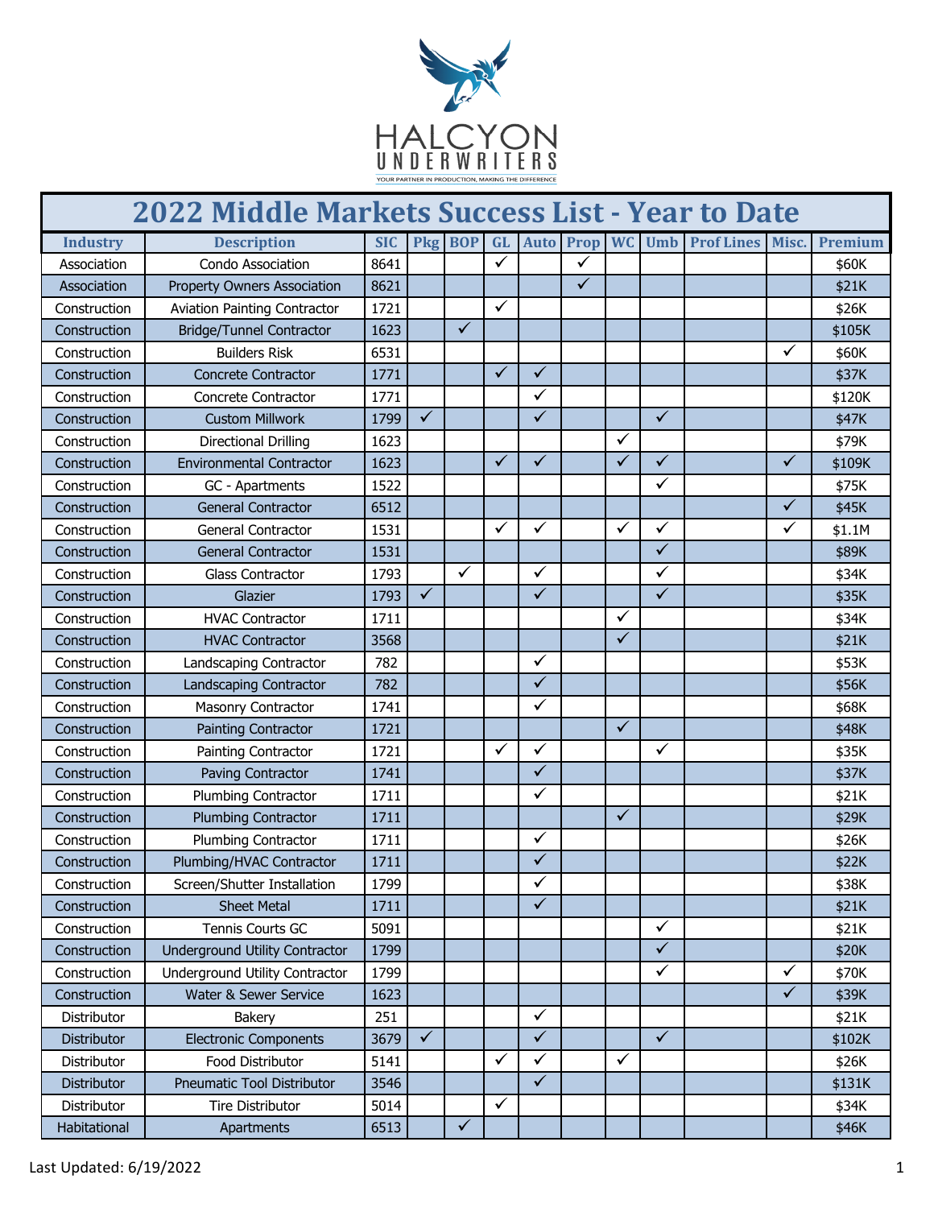HALCYON UNDERWRITERS

YOUR PARTNER IN PRODUCTION, MAKING THE DIFFERENCE

# 2022 Middle Markets Success List - Year to Date

| Industry | Description | SIC | Pkg | BOP | GL | Auto | Prop | WC | Umb | Prof Lines | Misc. | Premium |
|---|---|---|---|---|---|---|---|---|---|---|---|---|
| Association | Condo Association | 8641 | | | ✓ | | ✓ | | | | | $60K |
| Association | Property Owners Association | 8621 | | | | | ✓ | | | | | $21K |
| Construction | Aviation Painting Contractor | 1721 | | | ✓ | | | | | | | $26K |
| Construction | Bridge/Tunnel Contractor | 1623 | | ✓ | | | | | | | | $105K |
| Construction | Builders Risk | 6531 | | | | | | | | | ✓ | $60K |
| Construction | Concrete Contractor | 1771 | | | ✓ | ✓ | | | | | | $37K |
| Construction | Concrete Contractor | 1771 | | | | ✓ | | | | | | $120K |
| Construction | Custom Millwork | 1799 | ✓ | | | ✓ | | | ✓ | | | $47K |
| Construction | Directional Drilling | 1623 | | | | | | ✓ | | | | $79K |
| Construction | Environmental Contractor | 1623 | | | ✓ | ✓ | | ✓ | ✓ | | ✓ | $109K |
| Construction | GC - Apartments | 1522 | | | | | | | ✓ | | | $75K |
| Construction | General Contractor | 6512 | | | | | | | | | ✓ | $45K |
| Construction | General Contractor | 1531 | | | ✓ | ✓ | | ✓ | ✓ | | ✓ | $1.1M |
| Construction | General Contractor | 1531 | | | | | | | ✓ | | | $89K |
| Construction | Glass Contractor | 1793 | | ✓ | | ✓ | | | ✓ | | | $34K |
| Construction | Glazier | 1793 | ✓ | | | ✓ | | | ✓ | | | $35K |
| Construction | HVAC Contractor | 1711 | | | | | | ✓ | | | | $34K |
| Construction | HVAC Contractor | 3568 | | | | | | ✓ | | | | $21K |
| Construction | Landscaping Contractor | 782 | | | | ✓ | | | | | | $53K |
| Construction | Landscaping Contractor | 782 | | | | ✓ | | | | | | $56K |
| Construction | Masonry Contractor | 1741 | | | | ✓ | | | | | | $68K |
| Construction | Painting Contractor | 1721 | | | | | | ✓ | | | | $48K |
| Construction | Painting Contractor | 1721 | | | ✓ | ✓ | | | ✓ | | | $35K |
| Construction | Paving Contractor | 1741 | | | | ✓ | | | | | | $37K |
| Construction | Plumbing Contractor | 1711 | | | | ✓ | | | | | | $21K |
| Construction | Plumbing Contractor | 1711 | | | | | | ✓ | | | | $29K |
| Construction | Plumbing Contractor | 1711 | | | | ✓ | | | | | | $26K |
| Construction | Plumbing/HVAC Contractor | 1711 | | | | ✓ | | | | | | $22K |
| Construction | Screen/Shutter Installation | 1799 | | | | ✓ | | | | | | $38K |
| Construction | Sheet Metal | 1711 | | | | ✓ | | | | | | $21K |
| Construction | Tennis Courts GC | 5091 | | | | | | | ✓ | | | $21K |
| Construction | Underground Utility Contractor | 1799 | | | | | | | ✓ | | | $20K |
| Construction | Underground Utility Contractor | 1799 | | | | | | | ✓ | | ✓ | $70K |
| Construction | Water & Sewer Service | 1623 | | | | | | | | | ✓ | $39K |
| Distributor | Bakery | 251 | | | | ✓ | | | | | | $21K |
| Distributor | Electronic Components | 3679 | ✓ | | | ✓ | | | ✓ | | | $102K |
| Distributor | Food Distributor | 5141 | | | ✓ | ✓ | | ✓ | | | | $26K |
| Distributor | Pneumatic Tool Distributor | 3546 | | | | ✓ | | | | | | $131K |
| Distributor | Tire Distributor | 5014 | | | ✓ | | | | | | | $34K |
| Habitational | Apartments | 6513 | | ✓ | | | | | | | | $46K |

Last Updated: 6/19/2022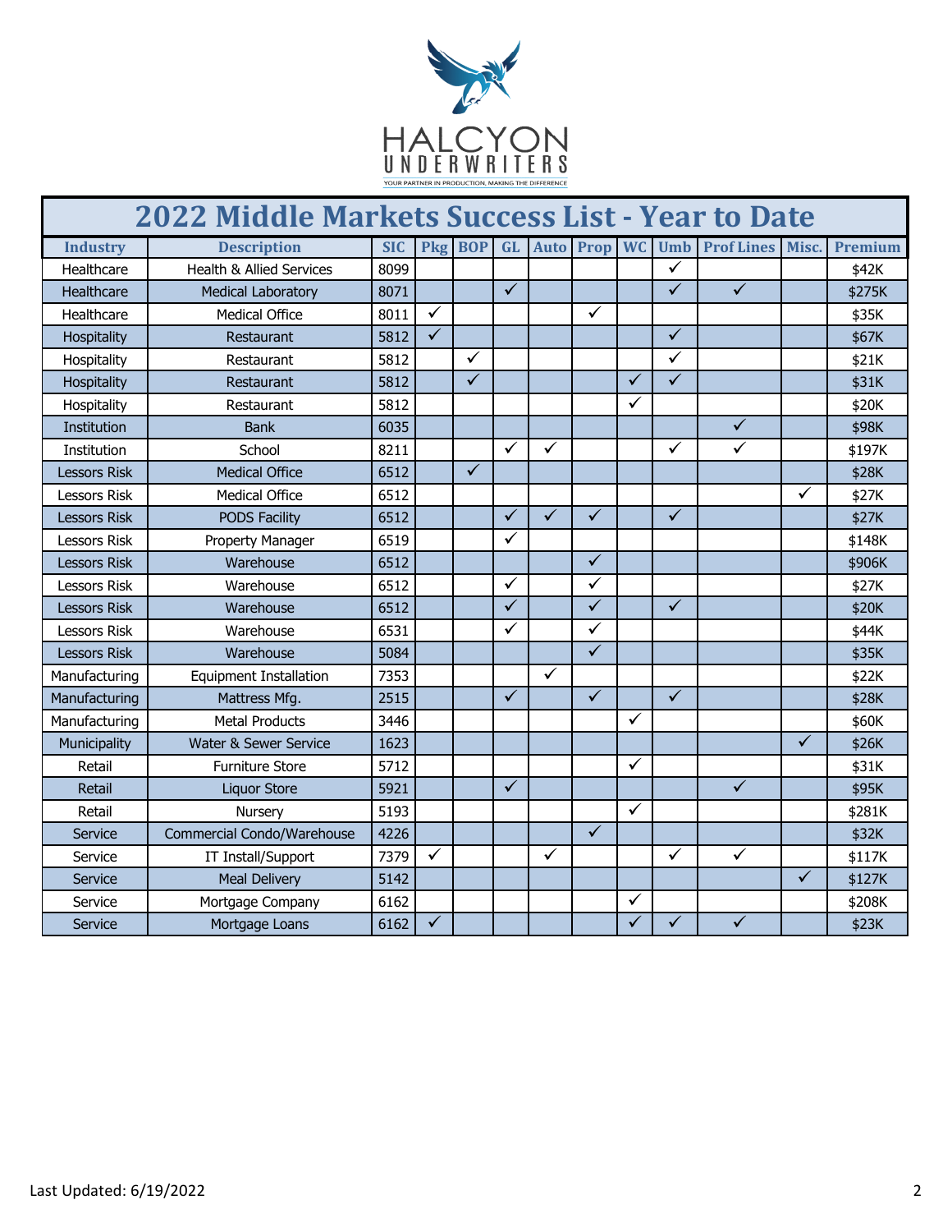HALCYON UNDERWRITERS

YOUR PARTNER IN PRODUCTION, MAKING THE DIFFERENCE

# 2022 Middle Markets Success List - Year to Date

| Industry | Description | SIC | Pkg | BOP | GL | Auto | Prop | WC | Umb | Prof Lines | Misc. | Premium |
|---|---|---|---|---|---|---|---|---|---|---|---|---|
| Healthcare | Health & Allied Services | 8099 | | | | | | | ✓ | | | $42K |
| Healthcare | Medical Laboratory | 8071 | | | ✓ | | | | ✓ | ✓ | | $275K |
| Healthcare | Medical Office | 8011 | ✓ | | | | ✓ | | | | | $35K |
| Hospitality | Restaurant | 5812 | ✓ | | | | | | ✓ | | | $67K |
| Hospitality | Restaurant | 5812 | | ✓ | | | | | ✓ | | | $21K |
| Hospitality | Restaurant | 5812 | | ✓ | | | | ✓ | ✓ | | | $31K |
| Hospitality | Restaurant | 5812 | | | | | | ✓ | | | | $20K |
| Institution | Bank | 6035 | | | | | | | | ✓ | | $98K |
| Institution | School | 8211 | | | ✓ | ✓ | | | ✓ | ✓ | | $197K |
| Lessors Risk | Medical Office | 6512 | | ✓ | | | | | | | | $28K |
| Lessors Risk | Medical Office | 6512 | | | | | | | | | ✓ | $27K |
| Lessors Risk | PODS Facility | 6512 | | | ✓ | ✓ | ✓ | | ✓ | | | $27K |
| Lessors Risk | Property Manager | 6519 | | | ✓ | | | | | | | $148K |
| Lessors Risk | Warehouse | 6512 | | | | | ✓ | | | | | $906K |
| Lessors Risk | Warehouse | 6512 | | | ✓ | | ✓ | | | | | $27K |
| Lessors Risk | Warehouse | 6512 | | | ✓ | | ✓ | | ✓ | | | $20K |
| Lessors Risk | Warehouse | 6531 | | | ✓ | | ✓ | | | | | $44K |
| Lessors Risk | Warehouse | 5084 | | | | | ✓ | | | | | $35K |
| Manufacturing | Equipment Installation | 7353 | | | | ✓ | | | | | | $22K |
| Manufacturing | Mattress Mfg. | 2515 | | | ✓ | | ✓ | | ✓ | | | $28K |
| Manufacturing | Metal Products | 3446 | | | | | | ✓ | | | | $60K |
| Municipality | Water & Sewer Service | 1623 | | | | | | | | | ✓ | $26K |
| Retail | Furniture Store | 5712 | | | | | | ✓ | | | | $31K |
| Retail | Liquor Store | 5921 | | | ✓ | | | | | ✓ | | $95K |
| Retail | Nursery | 5193 | | | | | | ✓ | | | | $281K |
| Service | Commercial Condo/Warehouse | 4226 | | | | | ✓ | | | | | $32K |
| Service | IT Install/Support | 7379 | ✓ | | | ✓ | | | ✓ | ✓ | | $117K |
| Service | Meal Delivery | 5142 | | | | | | | | | ✓ | $127K |
| Service | Mortgage Company | 6162 | | | | | | ✓ | | | | $208K |
| Service | Mortgage Loans | 6162 | ✓ | | | | | ✓ | ✓ | ✓ | | $23K |

Last Updated: 6/19/2022